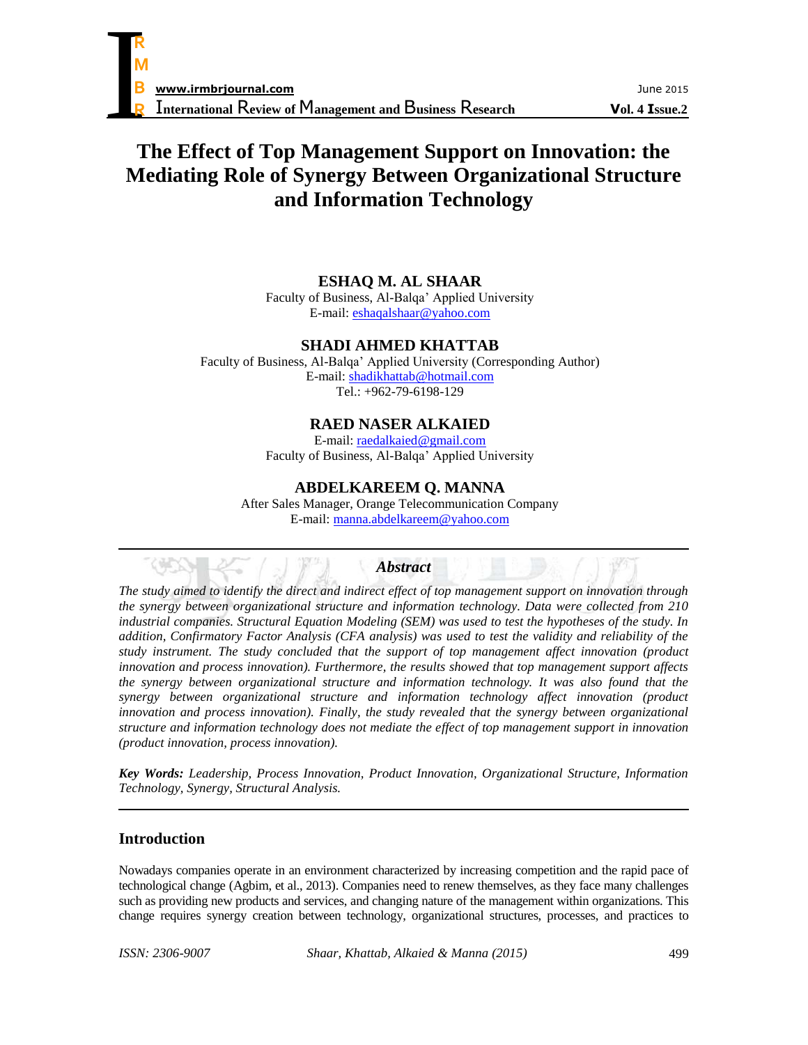# The Effect of Top Management Support on Innovation: the Mediating Role of Synergy Between Organizational Structure and Information Technology

**ESHAQ M. AL SHAAR**
Faculty of Business, Al-Balqa' Applied University
E-mail: eshaqalshaar@yahoo.com

**SHADI AHMED KHATTAB**
Faculty of Business, Al-Balqa' Applied University (Corresponding Author)
E-mail: shadikhattab@hotmail.com
Tel.: +962-79-6198-129

**RAED NASER ALKAIED**
E-mail: raedalkaied@gmail.com
Faculty of Business, Al-Balqa' Applied University

**ABDELKAREEM Q. MANNA**
After Sales Manager, Orange Telecommunication Company
E-mail: manna.abdelkareem@yahoo.com

## Abstract

*The study aimed to identify the direct and indirect effect of top management support on innovation through the synergy between organizational structure and information technology. Data were collected from 210 industrial companies. Structural Equation Modeling (SEM) was used to test the hypotheses of the study. In addition, Confirmatory Factor Analysis (CFA analysis) was used to test the validity and reliability of the study instrument. The study concluded that the support of top management affect innovation (product innovation and process innovation). Furthermore, the results showed that top management support affects the synergy between organizational structure and information technology. It was also found that the synergy between organizational structure and information technology affect innovation (product innovation and process innovation). Finally, the study revealed that the synergy between organizational structure and information technology does not mediate the effect of top management support in innovation (product innovation, process innovation).*

***Key Words:*** *Leadership, Process Innovation, Product Innovation, Organizational Structure, Information Technology, Synergy, Structural Analysis.*

## Introduction

Nowadays companies operate in an environment characterized by increasing competition and the rapid pace of technological change (Agbim, et al., 2013). Companies need to renew themselves, as they face many challenges such as providing new products and services, and changing nature of the management within organizations. This change requires synergy creation between technology, organizational structures, processes, and practices to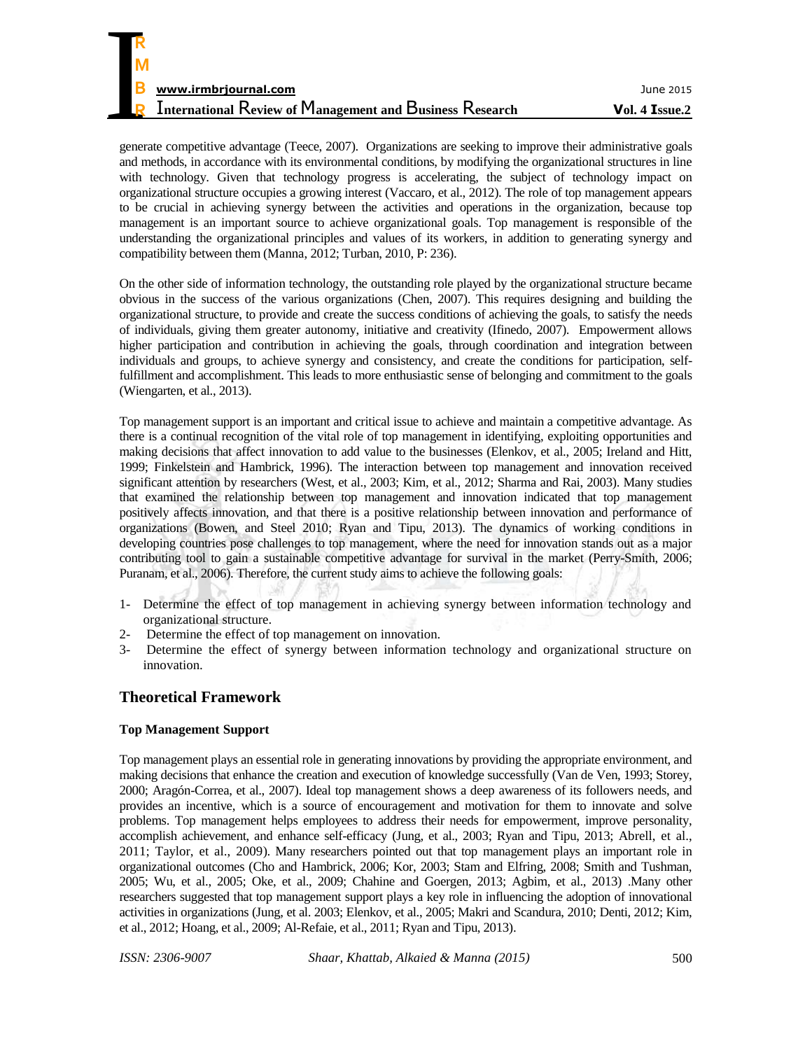generate competitive advantage (Teece, 2007). Organizations are seeking to improve their administrative goals and methods, in accordance with its environmental conditions, by modifying the organizational structures in line with technology. Given that technology progress is accelerating, the subject of technology impact on organizational structure occupies a growing interest (Vaccaro, et al., 2012). The role of top management appears to be crucial in achieving synergy between the activities and operations in the organization, because top management is an important source to achieve organizational goals. Top management is responsible of the understanding the organizational principles and values of its workers, in addition to generating synergy and compatibility between them (Manna, 2012; Turban, 2010, P: 236).

On the other side of information technology, the outstanding role played by the organizational structure became obvious in the success of the various organizations (Chen, 2007). This requires designing and building the organizational structure, to provide and create the success conditions of achieving the goals, to satisfy the needs of individuals, giving them greater autonomy, initiative and creativity (Ifinedo, 2007). Empowerment allows higher participation and contribution in achieving the goals, through coordination and integration between individuals and groups, to achieve synergy and consistency, and create the conditions for participation, self-fulfillment and accomplishment. This leads to more enthusiastic sense of belonging and commitment to the goals (Wiengarten, et al., 2013).

Top management support is an important and critical issue to achieve and maintain a competitive advantage. As there is a continual recognition of the vital role of top management in identifying, exploiting opportunities and making decisions that affect innovation to add value to the businesses (Elenkov, et al., 2005; Ireland and Hitt, 1999; Finkelstein and Hambrick, 1996). The interaction between top management and innovation received significant attention by researchers (West, et al., 2003; Kim, et al., 2012; Sharma and Rai, 2003). Many studies that examined the relationship between top management and innovation indicated that top management positively affects innovation, and that there is a positive relationship between innovation and performance of organizations (Bowen, and Steel 2010; Ryan and Tipu, 2013). The dynamics of working conditions in developing countries pose challenges to top management, where the need for innovation stands out as a major contributing tool to gain a sustainable competitive advantage for survival in the market (Perry-Smith, 2006; Puranam, et al., 2006). Therefore, the current study aims to achieve the following goals:

1- Determine the effect of top management in achieving synergy between information technology and organizational structure.
2- Determine the effect of top management on innovation.
3- Determine the effect of synergy between information technology and organizational structure on innovation.

## Theoretical Framework

### Top Management Support

Top management plays an essential role in generating innovations by providing the appropriate environment, and making decisions that enhance the creation and execution of knowledge successfully (Van de Ven, 1993; Storey, 2000; Aragón-Correa, et al., 2007). Ideal top management shows a deep awareness of its followers needs, and provides an incentive, which is a source of encouragement and motivation for them to innovate and solve problems. Top management helps employees to address their needs for empowerment, improve personality, accomplish achievement, and enhance self-efficacy (Jung, et al., 2003; Ryan and Tipu, 2013; Abrell, et al., 2011; Taylor, et al., 2009). Many researchers pointed out that top management plays an important role in organizational outcomes (Cho and Hambrick, 2006; Kor, 2003; Stam and Elfring, 2008; Smith and Tushman, 2005; Wu, et al., 2005; Oke, et al., 2009; Chahine and Goergen, 2013; Agbim, et al., 2013) .Many other researchers suggested that top management support plays a key role in influencing the adoption of innovational activities in organizations (Jung, et al. 2003; Elenkov, et al., 2005; Makri and Scandura, 2010; Denti, 2012; Kim, et al., 2012; Hoang, et al., 2009; Al-Refaie, et al., 2011; Ryan and Tipu, 2013).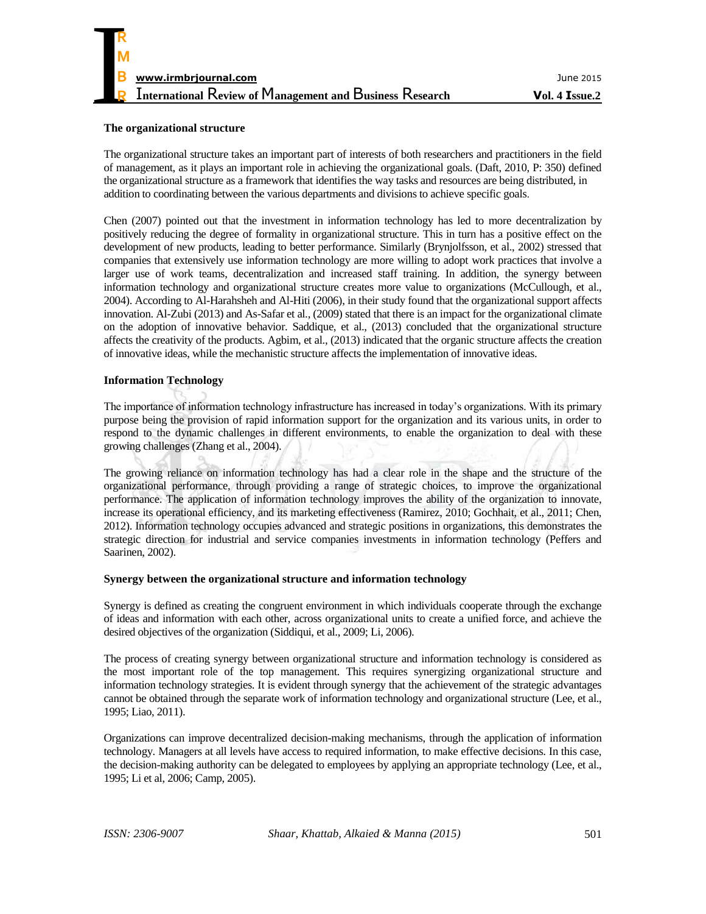**The organizational structure**

The organizational structure takes an important part of interests of both researchers and practitioners in the field of management, as it plays an important role in achieving the organizational goals. (Daft, 2010, P: 350) defined the organizational structure as a framework that identifies the way tasks and resources are being distributed, in addition to coordinating between the various departments and divisions to achieve specific goals.

Chen (2007) pointed out that the investment in information technology has led to more decentralization by positively reducing the degree of formality in organizational structure. This in turn has a positive effect on the development of new products, leading to better performance. Similarly (Brynjolfsson, et al., 2002) stressed that companies that extensively use information technology are more willing to adopt work practices that involve a larger use of work teams, decentralization and increased staff training. In addition, the synergy between information technology and organizational structure creates more value to organizations (McCullough, et al., 2004). According to Al-Harahsheh and Al-Hiti (2006), in their study found that the organizational support affects innovation. Al-Zubi (2013) and As-Safar et al., (2009) stated that there is an impact for the organizational climate on the adoption of innovative behavior. Saddique, et al., (2013) concluded that the organizational structure affects the creativity of the products. Agbim, et al., (2013) indicated that the organic structure affects the creation of innovative ideas, while the mechanistic structure affects the implementation of innovative ideas.

**Information Technology**

The importance of information technology infrastructure has increased in today's organizations. With its primary purpose being the provision of rapid information support for the organization and its various units, in order to respond to the dynamic challenges in different environments, to enable the organization to deal with these growing challenges (Zhang et al., 2004).

The growing reliance on information technology has had a clear role in the shape and the structure of the organizational performance, through providing a range of strategic choices, to improve the organizational performance. The application of information technology improves the ability of the organization to innovate, increase its operational efficiency, and its marketing effectiveness (Ramirez, 2010; Gochhait, et al., 2011; Chen, 2012). Information technology occupies advanced and strategic positions in organizations, this demonstrates the strategic direction for industrial and service companies investments in information technology (Peffers and Saarinen, 2002).

**Synergy between the organizational structure and information technology**

Synergy is defined as creating the congruent environment in which individuals cooperate through the exchange of ideas and information with each other, across organizational units to create a unified force, and achieve the desired objectives of the organization (Siddiqui, et al., 2009; Li, 2006).

The process of creating synergy between organizational structure and information technology is considered as the most important role of the top management. This requires synergizing organizational structure and information technology strategies. It is evident through synergy that the achievement of the strategic advantages cannot be obtained through the separate work of information technology and organizational structure (Lee, et al., 1995; Liao, 2011).

Organizations can improve decentralized decision-making mechanisms, through the application of information technology. Managers at all levels have access to required information, to make effective decisions. In this case, the decision-making authority can be delegated to employees by applying an appropriate technology (Lee, et al., 1995; Li et al, 2006; Camp, 2005).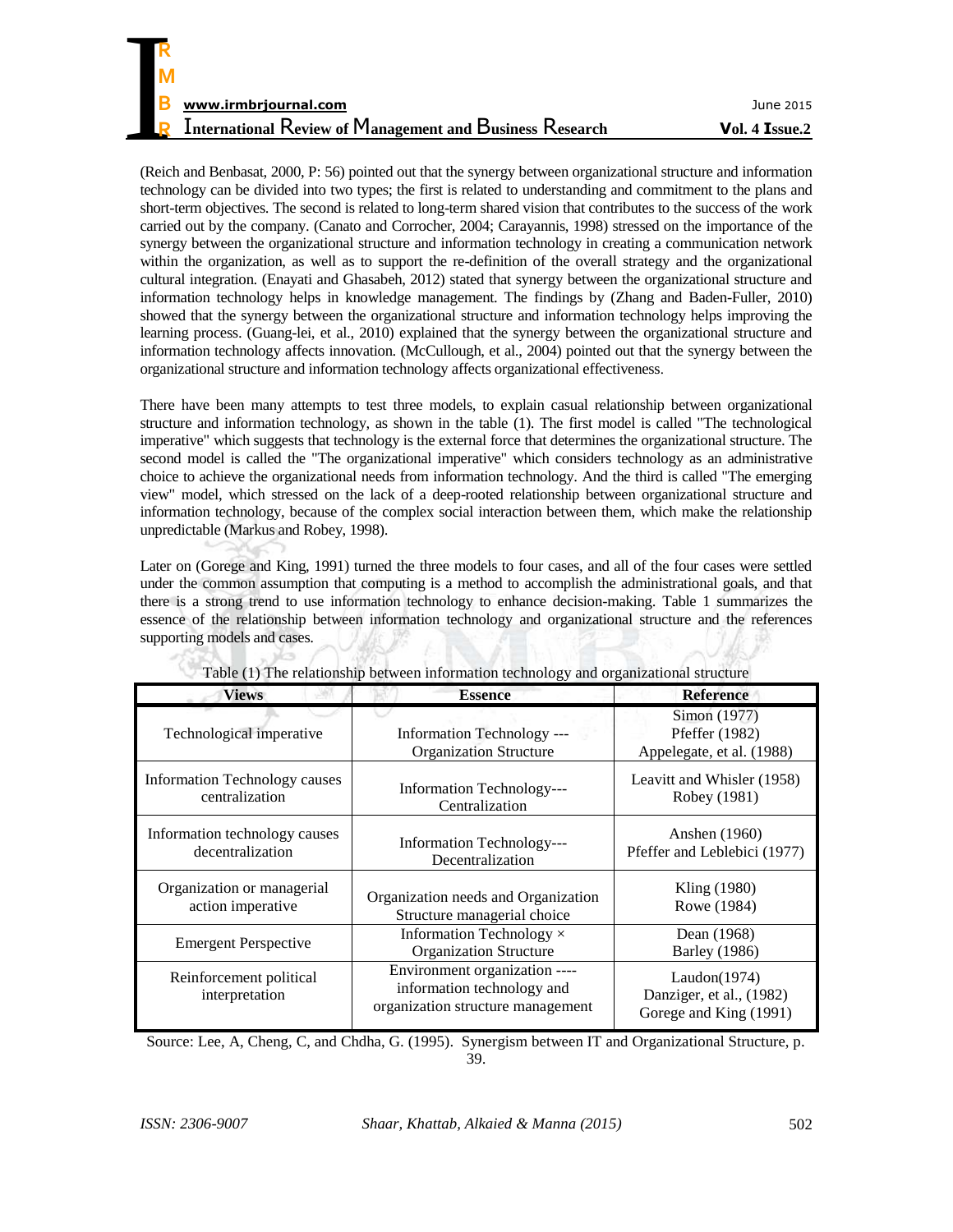(Reich and Benbasat, 2000, P: 56) pointed out that the synergy between organizational structure and information technology can be divided into two types; the first is related to understanding and commitment to the plans and short-term objectives. The second is related to long-term shared vision that contributes to the success of the work carried out by the company. (Canato and Corrocher, 2004; Carayannis, 1998) stressed on the importance of the synergy between the organizational structure and information technology in creating a communication network within the organization, as well as to support the re-definition of the overall strategy and the organizational cultural integration. (Enayati and Ghasabeh, 2012) stated that synergy between the organizational structure and information technology helps in knowledge management. The findings by (Zhang and Baden-Fuller, 2010) showed that the synergy between the organizational structure and information technology helps improving the learning process. (Guang-lei, et al., 2010) explained that the synergy between the organizational structure and information technology affects innovation. (McCullough, et al., 2004) pointed out that the synergy between the organizational structure and information technology affects organizational effectiveness.

There have been many attempts to test three models, to explain casual relationship between organizational structure and information technology, as shown in the table (1). The first model is called "The technological imperative" which suggests that technology is the external force that determines the organizational structure. The second model is called the "The organizational imperative" which considers technology as an administrative choice to achieve the organizational needs from information technology. And the third is called "The emerging view" model, which stressed on the lack of a deep-rooted relationship between organizational structure and information technology, because of the complex social interaction between them, which make the relationship unpredictable (Markus and Robey, 1998).

Later on (Gorege and King, 1991) turned the three models to four cases, and all of the four cases were settled under the common assumption that computing is a method to accomplish the administrational goals, and that there is a strong trend to use information technology to enhance decision-making. Table 1 summarizes the essence of the relationship between information technology and organizational structure and the references supporting models and cases.

Table (1) The relationship between information technology and organizational structure

| Views | Essence | Reference |
|---|---|---|
| Technological imperative | Information Technology --- Organization Structure | Simon (1977)<br>Pfeffer (1982)<br>Appelegate, et al. (1988) |
| Information Technology causes centralization | Information Technology--- Centralization | Leavitt and Whisler (1958)<br>Robey (1981) |
| Information technology causes decentralization | Information Technology--- Decentralization | Anshen (1960)<br>Pfeffer and Leblebici (1977) |
| Organization or managerial action imperative | Organization needs and Organization Structure managerial choice | Kling (1980)<br>Rowe (1984) |
| Emergent Perspective | Information Technology × Organization Structure | Dean (1968)<br>Barley (1986) |
| Reinforcement political interpretation | Environment organization ---- information technology and organization structure management | Laudon(1974)<br>Danziger, et al., (1982)<br>Gorege and King (1991) |

Source: Lee, A, Cheng, C, and Chdha, G. (1995). Synergism between IT and Organizational Structure, p. 39.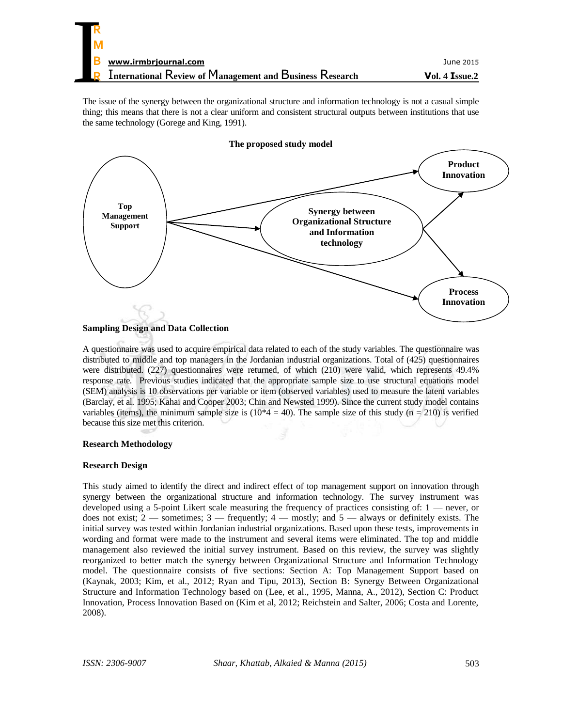The issue of the synergy between the organizational structure and information technology is not a casual simple thing; this means that there is not a clear uniform and consistent structural outputs between institutions that use the same technology (Gorege and King, 1991).

**The proposed study model**

**Top Management Support**

**Synergy between Organizational Structure and Information technology**

**Product Innovation**

**Process Innovation**

**Sampling Design and Data Collection**

A questionnaire was used to acquire empirical data related to each of the study variables. The questionnaire was distributed to middle and top managers in the Jordanian industrial organizations. Total of (425) questionnaires were distributed. (227) questionnaires were returned, of which (210) were valid, which represents 49.4% response rate. Previous studies indicated that the appropriate sample size to use structural equations model (SEM) analysis is 10 observations per variable or item (observed variables) used to measure the latent variables (Barclay, et al. 1995; Kahai and Cooper 2003; Chin and Newsted 1999). Since the current study model contains variables (items), the minimum sample size is (10*4 = 40). The sample size of this study (n = 210) is verified because this size met this criterion.

**Research Methodology**

**Research Design**

This study aimed to identify the direct and indirect effect of top management support on innovation through synergy between the organizational structure and information technology. The survey instrument was developed using a 5-point Likert scale measuring the frequency of practices consisting of: 1 — never, or does not exist; 2 — sometimes; 3 — frequently; 4 — mostly; and 5 — always or definitely exists. The initial survey was tested within Jordanian industrial organizations. Based upon these tests, improvements in wording and format were made to the instrument and several items were eliminated. The top and middle management also reviewed the initial survey instrument. Based on this review, the survey was slightly reorganized to better match the synergy between Organizational Structure and Information Technology model. The questionnaire consists of five sections: Section A: Top Management Support based on (Kaynak, 2003; Kim, et al., 2012; Ryan and Tipu, 2013), Section B: Synergy Between Organizational Structure and Information Technology based on (Lee, et al., 1995, Manna, A., 2012), Section C: Product Innovation, Process Innovation Based on (Kim et al, 2012; Reichstein and Salter, 2006; Costa and Lorente, 2008).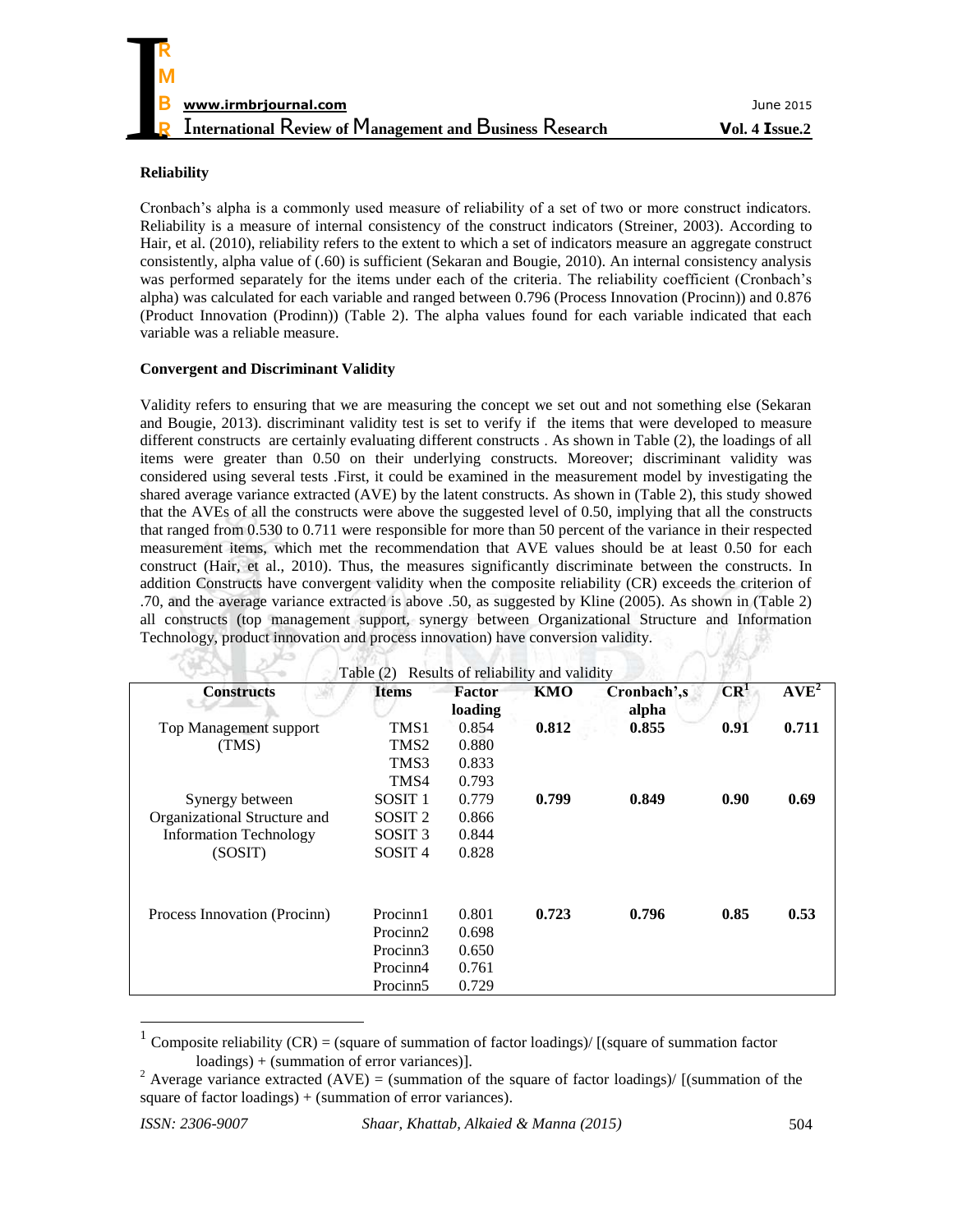**Reliability**

Cronbach's alpha is a commonly used measure of reliability of a set of two or more construct indicators. Reliability is a measure of internal consistency of the construct indicators (Streiner, 2003). According to Hair, et al. (2010), reliability refers to the extent to which a set of indicators measure an aggregate construct consistently, alpha value of (.60) is sufficient (Sekaran and Bougie, 2010). An internal consistency analysis was performed separately for the items under each of the criteria. The reliability coefficient (Cronbach's alpha) was calculated for each variable and ranged between 0.796 (Process Innovation (Procinn)) and 0.876 (Product Innovation (Prodinn)) (Table 2). The alpha values found for each variable indicated that each variable was a reliable measure.

**Convergent and Discriminant Validity**

Validity refers to ensuring that we are measuring the concept we set out and not something else (Sekaran and Bougie, 2013). discriminant validity test is set to verify if the items that were developed to measure different constructs are certainly evaluating different constructs . As shown in Table (2), the loadings of all items were greater than 0.50 on their underlying constructs. Moreover; discriminant validity was considered using several tests .First, it could be examined in the measurement model by investigating the shared average variance extracted (AVE) by the latent constructs. As shown in (Table 2), this study showed that the AVEs of all the constructs were above the suggested level of 0.50, implying that all the constructs that ranged from 0.530 to 0.711 were responsible for more than 50 percent of the variance in their respected measurement items, which met the recommendation that AVE values should be at least 0.50 for each construct (Hair, et al., 2010). Thus, the measures significantly discriminate between the constructs. In addition Constructs have convergent validity when the composite reliability (CR) exceeds the criterion of .70, and the average variance extracted is above .50, as suggested by Kline (2005). As shown in (Table 2) all constructs (top management support, synergy between Organizational Structure and Information Technology, product innovation and process innovation) have conversion validity.

Table (2) Results of reliability and validity

| Constructs | Items | Factor loading | KMO | Cronbach',s alpha | CR[1] | AVE[2] |
|---|---|---|---|---|---|---|
| Top Management support (TMS) | TMS1 | 0.854 | **0.812** | **0.855** | **0.91** | **0.711** |
| | TMS2 | 0.880 | | | | |
| | TMS3 | 0.833 | | | | |
| | TMS4 | 0.793 | | | | |
| Synergy between Organizational Structure and Information Technology (SOSIT) | SOSIT 1 | 0.779 | **0.799** | **0.849** | **0.90** | **0.69** |
| | SOSIT 2 | 0.866 | | | | |
| | SOSIT 3 | 0.844 | | | | |
| | SOSIT 4 | 0.828 | | | | |
| Process Innovation (Procinn) | Procinn1 | 0.801 | **0.723** | **0.796** | **0.85** | **0.53** |
| | Procinn2 | 0.698 | | | | |
| | Procinn3 | 0.650 | | | | |
| | Procinn4 | 0.761 | | | | |
| | Procinn5 | 0.729 | | | | |

[1] Composite reliability (CR) = (square of summation of factor loadings)/ [(square of summation factor loadings) + (summation of error variances)].

[2] Average variance extracted (AVE) = (summation of the square of factor loadings)/ [(summation of the square of factor loadings) + (summation of error variances).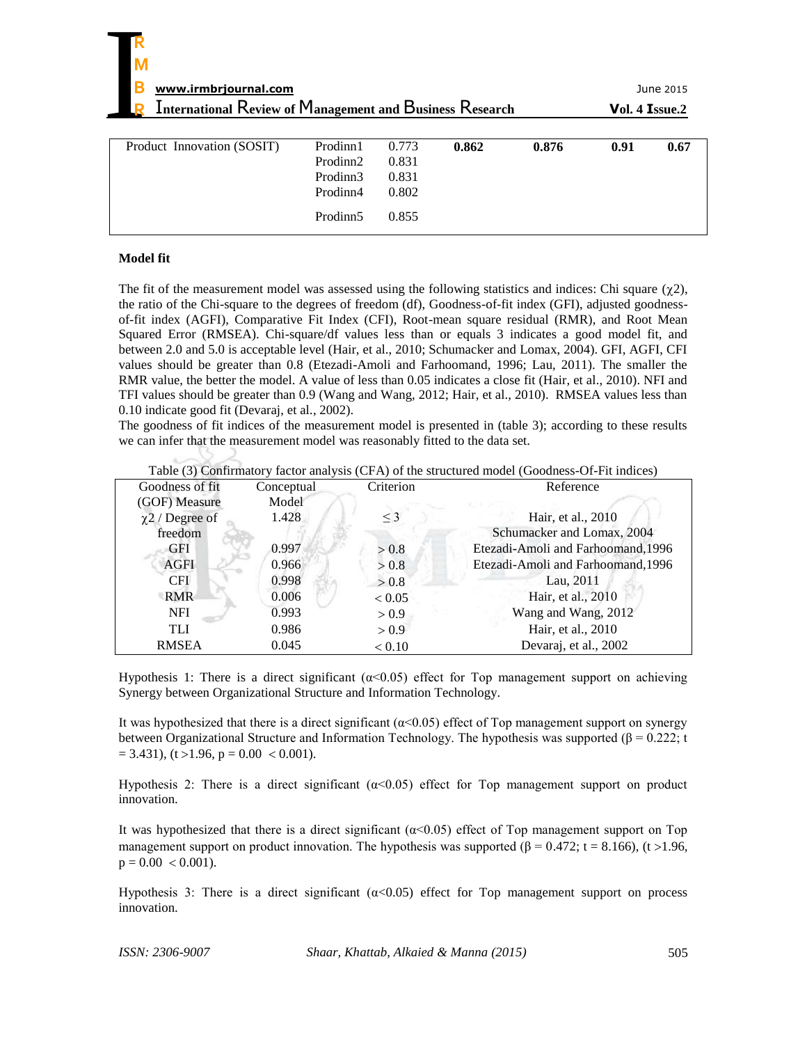| Product Innovation (SOSIT) | Prodinn1 | 0.773 | **0.862** | **0.876** | **0.91** | **0.67** |
|---|---|---|---|---|---|---|
| | Prodinn2 | 0.831 | | | | |
| | Prodinn3 | 0.831 | | | | |
| | Prodinn4 | 0.802 | | | | |
| | Prodinn5 | 0.855 | | | | |

**Model fit**

The fit of the measurement model was assessed using the following statistics and indices: Chi square ($\chi 2$), the ratio of the Chi-square to the degrees of freedom (df), Goodness-of-fit index (GFI), adjusted goodness-of-fit index (AGFI), Comparative Fit Index (CFI), Root-mean square residual (RMR), and Root Mean Squared Error (RMSEA). Chi-square/df values less than or equals 3 indicates a good model fit, and between 2.0 and 5.0 is acceptable level (Hair, et al., 2010; Schumacker and Lomax, 2004). GFI, AGFI, CFI values should be greater than 0.8 (Etezadi-Amoli and Farhoomand, 1996; Lau, 2011). The smaller the RMR value, the better the model. A value of less than 0.05 indicates a close fit (Hair, et al., 2010). NFI and TFI values should be greater than 0.9 (Wang and Wang, 2012; Hair, et al., 2010). RMSEA values less than 0.10 indicate good fit (Devaraj, et al., 2002).
The goodness of fit indices of the measurement model is presented in (table 3); according to these results we can infer that the measurement model was reasonably fitted to the data set.

Table (3) Confirmatory factor analysis (CFA) of the structured model (Goodness-Of-Fit indices)

| Goodness of fit (GOF) Measure | Conceptual Model | Criterion | Reference |
|---|---|---|---|
| $\chi 2$ / Degree of freedom | 1.428 | $\leq 3$ | Hair, et al., 2010<br>Schumacker and Lomax, 2004 |
| GFI | 0.997 | > 0.8 | Etezadi-Amoli and Farhoomand,1996 |
| AGFI | 0.966 | > 0.8 | Etezadi-Amoli and Farhoomand,1996 |
| CFI | 0.998 | > 0.8 | Lau, 2011 |
| RMR | 0.006 | < 0.05 | Hair, et al., 2010 |
| NFI | 0.993 | > 0.9 | Wang and Wang, 2012 |
| TLI | 0.986 | > 0.9 | Hair, et al., 2010 |
| RMSEA | 0.045 | < 0.10 | Devaraj, et al., 2002 |

Hypothesis 1: There is a direct significant ($\alpha$<0.05) effect for Top management support on achieving Synergy between Organizational Structure and Information Technology.

It was hypothesized that there is a direct significant ($\alpha$<0.05) effect of Top management support on synergy between Organizational Structure and Information Technology. The hypothesis was supported ($\beta = 0.222$; $t = 3.431$), ($t > 1.96$, $p = 0.00 < 0.001$).

Hypothesis 2: There is a direct significant ($\alpha$<0.05) effect for Top management support on product innovation.

It was hypothesized that there is a direct significant ($\alpha$<0.05) effect of Top management support on Top management support on product innovation. The hypothesis was supported ($\beta = 0.472$; $t = 8.166$), ($t > 1.96$, $p = 0.00 < 0.001$).

Hypothesis 3: There is a direct significant ($\alpha$<0.05) effect for Top management support on process innovation.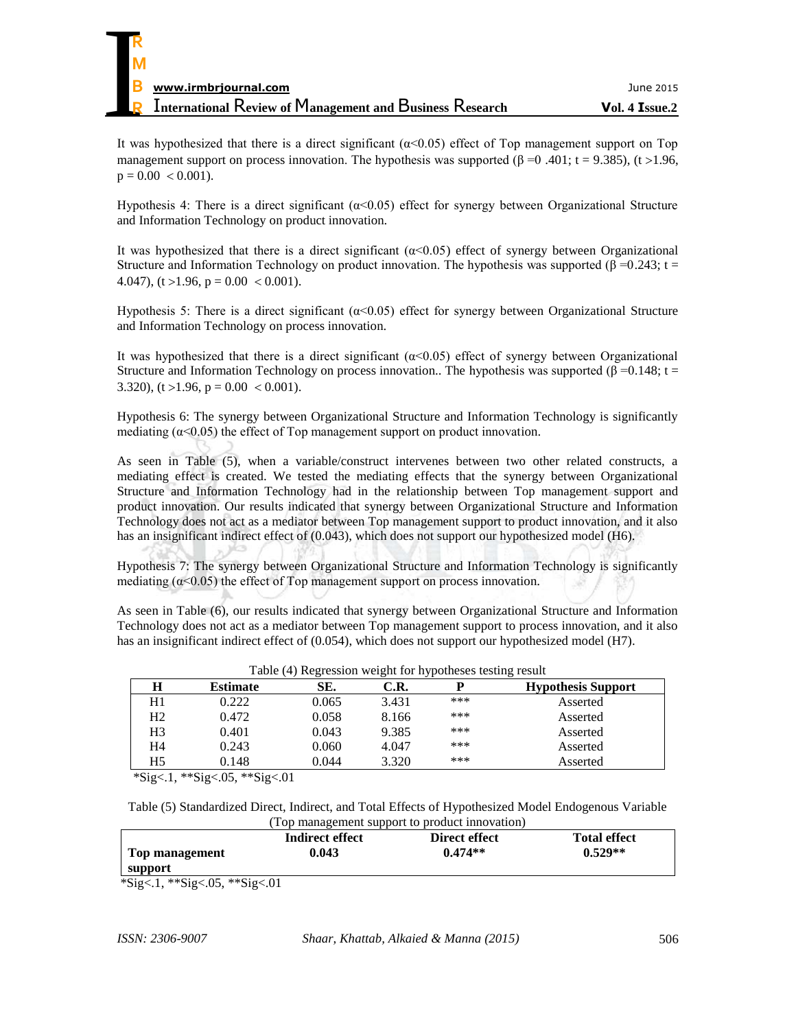It was hypothesized that there is a direct significant ($\alpha$<0.05) effect of Top management support on Top management support on process innovation. The hypothesis was supported ($\beta$ =0 .401; t = 9.385), (t >1.96, p = 0.00 < 0.001).

Hypothesis 4: There is a direct significant ($\alpha$<0.05) effect for synergy between Organizational Structure and Information Technology on product innovation.

It was hypothesized that there is a direct significant ($\alpha$<0.05) effect of synergy between Organizational Structure and Information Technology on product innovation. The hypothesis was supported ($\beta$ =0.243; t = 4.047), (t >1.96, p = 0.00 < 0.001).

Hypothesis 5: There is a direct significant ($\alpha$<0.05) effect for synergy between Organizational Structure and Information Technology on process innovation.

It was hypothesized that there is a direct significant ($\alpha$<0.05) effect of synergy between Organizational Structure and Information Technology on process innovation.. The hypothesis was supported ($\beta$ =0.148; t = 3.320), (t >1.96, p = 0.00 < 0.001).

Hypothesis 6: The synergy between Organizational Structure and Information Technology is significantly mediating ($\alpha$<0.05) the effect of Top management support on product innovation.

As seen in Table (5), when a variable/construct intervenes between two other related constructs, a mediating effect is created. We tested the mediating effects that the synergy between Organizational Structure and Information Technology had in the relationship between Top management support and product innovation. Our results indicated that synergy between Organizational Structure and Information Technology does not act as a mediator between Top management support to product innovation, and it also has an insignificant indirect effect of (0.043), which does not support our hypothesized model (H6).

Hypothesis 7: The synergy between Organizational Structure and Information Technology is significantly mediating ($\alpha$<0.05) the effect of Top management support on process innovation.

As seen in Table (6), our results indicated that synergy between Organizational Structure and Information Technology does not act as a mediator between Top management support to process innovation, and it also has an insignificant indirect effect of (0.054), which does not support our hypothesized model (H7).

Table (4) Regression weight for hypotheses testing result

| H | Estimate | SE. | C.R. | P | Hypothesis Support |
|---|---|---|---|---|---|
| H1 | 0.222 | 0.065 | 3.431 | *** | Asserted |
| H2 | 0.472 | 0.058 | 8.166 | *** | Asserted |
| H3 | 0.401 | 0.043 | 9.385 | *** | Asserted |
| H4 | 0.243 | 0.060 | 4.047 | *** | Asserted |
| H5 | 0.148 | 0.044 | 3.320 | *** | Asserted |

*Sig<.1, **Sig<.05, **Sig<.01

Table (5) Standardized Direct, Indirect, and Total Effects of Hypothesized Model Endogenous Variable (Top management support to product innovation)

| | Indirect effect | Direct effect | Total effect |
|---|---|---|---|
| **Top management support** | **0.043** | **0.474**** | **0.529**** |

*Sig<.1, **Sig<.05, **Sig<.01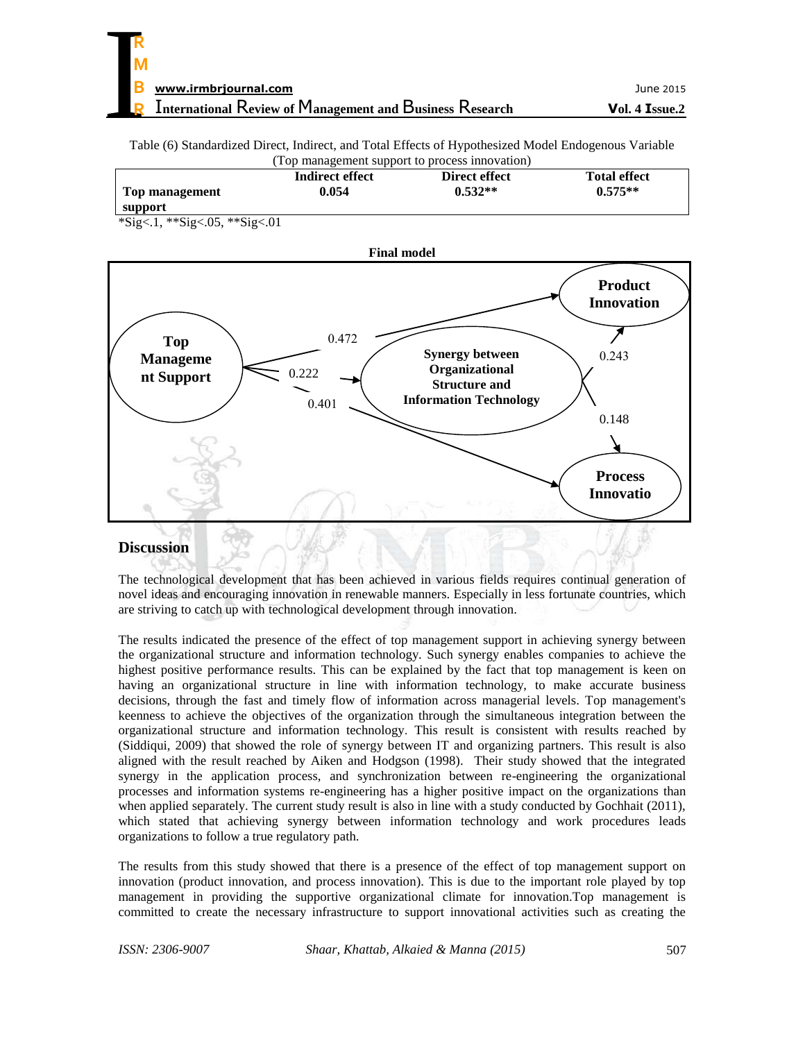Table (6) Standardized Direct, Indirect, and Total Effects of Hypothesized Model Endogenous Variable (Top management support to process innovation)

| | Indirect effect | Direct effect | Total effect |
|---|---|---|---|
| **Top management support** | **0.054** | **0.532**** | **0.575**** |

*Sig<.1, **Sig<.05, **Sig<.01

**Final model**

Top Management Support → Product Innovation: 0.472
Top Management Support → Synergy between Organizational Structure and Information Technology: 0.222
Top Management Support → Process Innovatio: 0.401
Synergy between Organizational Structure and Information Technology → Product Innovation: 0.243
Synergy between Organizational Structure and Information Technology → Process Innovatio: 0.148

## Discussion

The technological development that has been achieved in various fields requires continual generation of novel ideas and encouraging innovation in renewable manners. Especially in less fortunate countries, which are striving to catch up with technological development through innovation.

The results indicated the presence of the effect of top management support in achieving synergy between the organizational structure and information technology. Such synergy enables companies to achieve the highest positive performance results. This can be explained by the fact that top management is keen on having an organizational structure in line with information technology, to make accurate business decisions, through the fast and timely flow of information across managerial levels. Top management's keenness to achieve the objectives of the organization through the simultaneous integration between the organizational structure and information technology. This result is consistent with results reached by (Siddiqui, 2009) that showed the role of synergy between IT and organizing partners. This result is also aligned with the result reached by Aiken and Hodgson (1998). Their study showed that the integrated synergy in the application process, and synchronization between re-engineering the organizational processes and information systems re-engineering has a higher positive impact on the organizations than when applied separately. The current study result is also in line with a study conducted by Gochhait (2011), which stated that achieving synergy between information technology and work procedures leads organizations to follow a true regulatory path.

The results from this study showed that there is a presence of the effect of top management support on innovation (product innovation, and process innovation). This is due to the important role played by top management in providing the supportive organizational climate for innovation.Top management is committed to create the necessary infrastructure to support innovational activities such as creating the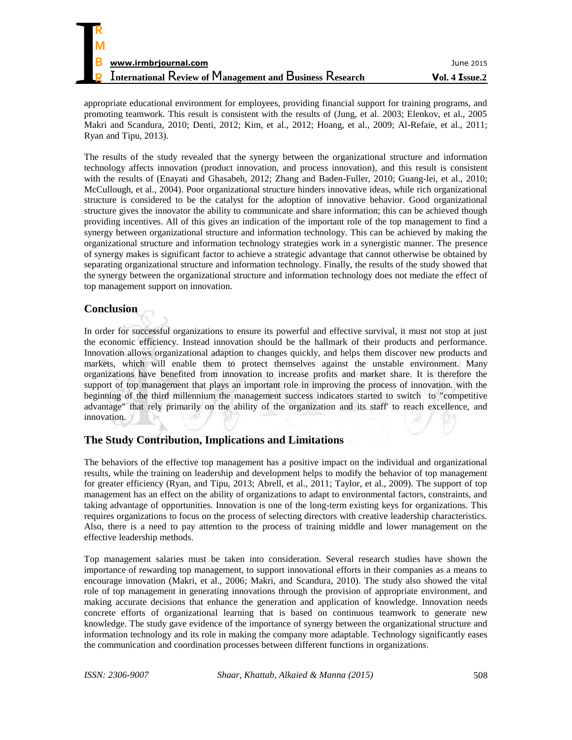appropriate educational environment for employees, providing financial support for training programs, and promoting teamwork. This result is consistent with the results of (Jung, et al. 2003; Elenkov, et al., 2005 Makri and Scandura, 2010; Denti, 2012; Kim, et al., 2012; Hoang, et al., 2009; Al-Refaie, et al., 2011; Ryan and Tipu, 2013).

The results of the study revealed that the synergy between the organizational structure and information technology affects innovation (product innovation, and process innovation), and this result is consistent with the results of (Enayati and Ghasabeh, 2012; Zhang and Baden-Fuller, 2010; Guang-lei, et al., 2010; McCullough, et al., 2004). Poor organizational structure hinders innovative ideas, while rich organizational structure is considered to be the catalyst for the adoption of innovative behavior. Good organizational structure gives the innovator the ability to communicate and share information; this can be achieved though providing incentives. All of this gives an indication of the important role of the top management to find a synergy between organizational structure and information technology. This can be achieved by making the organizational structure and information technology strategies work in a synergistic manner. The presence of synergy makes is significant factor to achieve a strategic advantage that cannot otherwise be obtained by separating organizational structure and information technology. Finally, the results of the study showed that the synergy between the organizational structure and information technology does not mediate the effect of top management support on innovation.

## Conclusion

In order for successful organizations to ensure its powerful and effective survival, it must not stop at just the economic efficiency. Instead innovation should be the hallmark of their products and performance. Innovation allows organizational adaption to changes quickly, and helps them discover new products and markets, which will enable them to protect themselves against the unstable environment. Many organizations have benefited from innovation to increase profits and market share. It is therefore the support of top management that plays an important role in improving the process of innovation. with the beginning of the third millennium the management success indicators started to switch to "competitive advantage" that rely primarily on the ability of the organization and its staff' to reach excellence, and innovation.

## The Study Contribution, Implications and Limitations

The behaviors of the effective top management has a positive impact on the individual and organizational results, while the training on leadership and development helps to modify the behavior of top management for greater efficiency (Ryan, and Tipu, 2013; Abrell, et al., 2011; Taylor, et al., 2009). The support of top management has an effect on the ability of organizations to adapt to environmental factors, constraints, and taking advantage of opportunities. Innovation is one of the long-term existing keys for organizations. This requires organizations to focus on the process of selecting directors with creative leadership characteristics. Also, there is a need to pay attention to the process of training middle and lower management on the effective leadership methods.

Top management salaries must be taken into consideration. Several research studies have shown the importance of rewarding top management, to support innovational efforts in their companies as a means to encourage innovation (Makri, et al., 2006; Makri, and Scandura, 2010). The study also showed the vital role of top management in generating innovations through the provision of appropriate environment, and making accurate decisions that enhance the generation and application of knowledge. Innovation needs concrete efforts of organizational learning that is based on continuous teamwork to generate new knowledge. The study gave evidence of the importance of synergy between the organizational structure and information technology and its role in making the company more adaptable. Technology significantly eases the communication and coordination processes between different functions in organizations.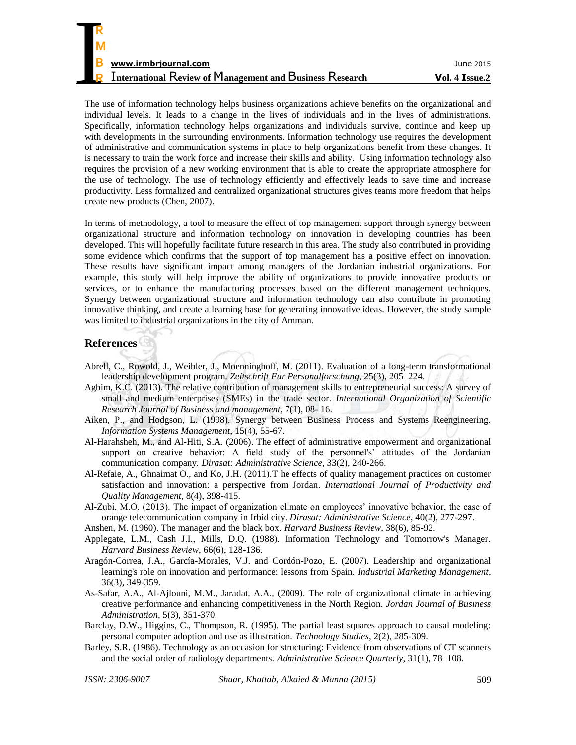The use of information technology helps business organizations achieve benefits on the organizational and individual levels. It leads to a change in the lives of individuals and in the lives of administrations. Specifically, information technology helps organizations and individuals survive, continue and keep up with developments in the surrounding environments. Information technology use requires the development of administrative and communication systems in place to help organizations benefit from these changes. It is necessary to train the work force and increase their skills and ability. Using information technology also requires the provision of a new working environment that is able to create the appropriate atmosphere for the use of technology. The use of technology efficiently and effectively leads to save time and increase productivity. Less formalized and centralized organizational structures gives teams more freedom that helps create new products (Chen, 2007).

In terms of methodology, a tool to measure the effect of top management support through synergy between organizational structure and information technology on innovation in developing countries has been developed. This will hopefully facilitate future research in this area. The study also contributed in providing some evidence which confirms that the support of top management has a positive effect on innovation. These results have significant impact among managers of the Jordanian industrial organizations. For example, this study will help improve the ability of organizations to provide innovative products or services, or to enhance the manufacturing processes based on the different management techniques. Synergy between organizational structure and information technology can also contribute in promoting innovative thinking, and create a learning base for generating innovative ideas. However, the study sample was limited to industrial organizations in the city of Amman.

## References

Abrell, C., Rowold, J., Weibler, J., Moenninghoff, M. (2011). Evaluation of a long-term transformational leadership development program. *Zeitschrift Fur Personalforschung*, 25(3), 205–224.

Agbim, K.C. (2013). The relative contribution of management skills to entrepreneurial success: A survey of small and medium enterprises (SMEs) in the trade sector. *International Organization of Scientific Research Journal of Business and management*, 7(1), 08- 16.

Aiken, P., and Hodgson, L. (1998). Synergy between Business Process and Systems Reengineering. *Information Systems Management*, 15(4), 55-67.

Al-Harahsheh, M., and Al-Hiti, S.A. (2006). The effect of administrative empowerment and organizational support on creative behavior: A field study of the personnel's' attitudes of the Jordanian communication company. *Dirasat: Administrative Science*, 33(2), 240-266.

Al-Refaie, A., Ghnaimat O., and Ko, J.H. (2011).T he effects of quality management practices on customer satisfaction and innovation: a perspective from Jordan. *International Journal of Productivity and Quality Management*, 8(4), 398-415.

Al-Zubi, M.O. (2013). The impact of organization climate on employees' innovative behavior, the case of orange telecommunication company in Irbid city. *Dirasat: Administrative Science*, 40(2), 277-297.

Anshen, M. (1960). The manager and the black box. *Harvard Business Review*, 38(6), 85-92.

Applegate, L.M., Cash J.I., Mills, D.Q. (1988). Information Technology and Tomorrow's Manager. *Harvard Business Review*, 66(6), 128-136.

Aragón-Correa, J.A., García-Morales, V.J. and Cordón-Pozo, E. (2007). Leadership and organizational learning's role on innovation and performance: lessons from Spain. *Industrial Marketing Management*, 36(3), 349-359.

As-Safar, A.A., Al-Ajlouni, M.M., Jaradat, A.A., (2009). The role of organizational climate in achieving creative performance and enhancing competitiveness in the North Region. *Jordan Journal of Business Administration*, 5(3), 351-370.

Barclay, D.W., Higgins, C., Thompson, R. (1995). The partial least squares approach to causal modeling: personal computer adoption and use as illustration. *Technology Studies*, 2(2), 285-309.

Barley, S.R. (1986). Technology as an occasion for structuring: Evidence from observations of CT scanners and the social order of radiology departments. *Administrative Science Quarterly*, 31(1), 78–108.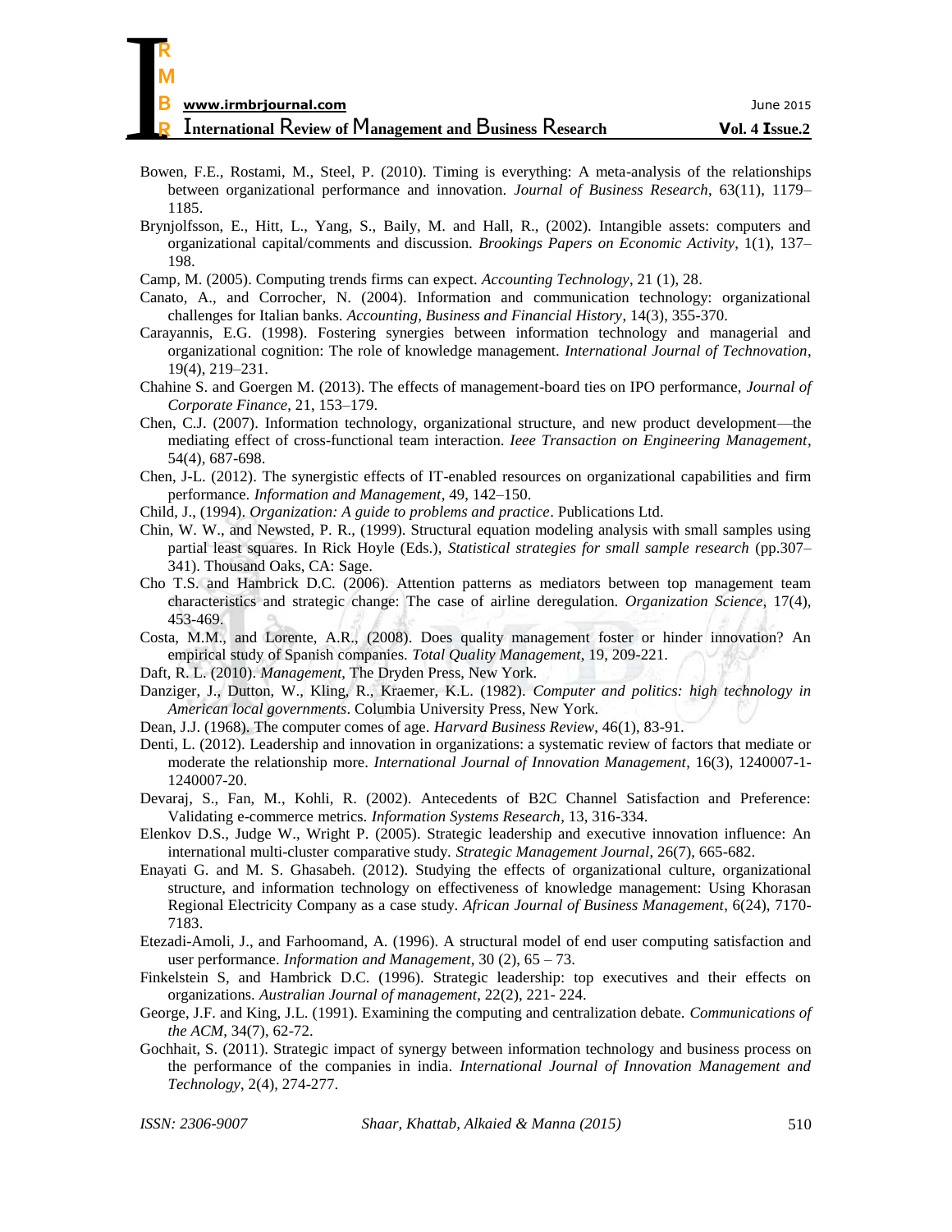Bowen, F.E., Rostami, M., Steel, P. (2010). Timing is everything: A meta-analysis of the relationships between organizational performance and innovation. *Journal of Business Research*, 63(11), 1179–1185.

Brynjolfsson, E., Hitt, L., Yang, S., Baily, M. and Hall, R., (2002). Intangible assets: computers and organizational capital/comments and discussion. *Brookings Papers on Economic Activity*, 1(1), 137–198.

Camp, M. (2005). Computing trends firms can expect. *Accounting Technology*, 21 (1), 28.

Canato, A., and Corrocher, N. (2004). Information and communication technology: organizational challenges for Italian banks. *Accounting, Business and Financial History*, 14(3), 355-370.

Carayannis, E.G. (1998). Fostering synergies between information technology and managerial and organizational cognition: The role of knowledge management. *International Journal of Technovation*, 19(4), 219–231.

Chahine S. and Goergen M. (2013). The effects of management-board ties on IPO performance, *Journal of Corporate Finance*, 21, 153–179.

Chen, C.J. (2007). Information technology, organizational structure, and new product development—the mediating effect of cross-functional team interaction. *Ieee Transaction on Engineering Management*, 54(4), 687-698.

Chen, J-L. (2012). The synergistic effects of IT-enabled resources on organizational capabilities and firm performance. *Information and Management*, 49, 142–150.

Child, J., (1994). *Organization: A guide to problems and practice*. Publications Ltd.

Chin, W. W., and Newsted, P. R., (1999). Structural equation modeling analysis with small samples using partial least squares. In Rick Hoyle (Eds.), *Statistical strategies for small sample research* (pp.307–341). Thousand Oaks, CA: Sage.

Cho T.S. and Hambrick D.C. (2006). Attention patterns as mediators between top management team characteristics and strategic change: The case of airline deregulation. *Organization Science*, 17(4), 453-469.

Costa, M.M., and Lorente, A.R., (2008). Does quality management foster or hinder innovation? An empirical study of Spanish companies. *Total Quality Management*, 19, 209-221.

Daft, R. L. (2010). *Management*, The Dryden Press, New York.

Danziger, J., Dutton, W., Kling, R., Kraemer, K.L. (1982). *Computer and politics: high technology in American local governments*. Columbia University Press, New York.

Dean, J.J. (1968). The computer comes of age. *Harvard Business Review*, 46(1), 83-91.

Denti, L. (2012). Leadership and innovation in organizations: a systematic review of factors that mediate or moderate the relationship more. *International Journal of Innovation Management*, 16(3), 1240007-1-1240007-20.

Devaraj, S., Fan, M., Kohli, R. (2002). Antecedents of B2C Channel Satisfaction and Preference: Validating e-commerce metrics. *Information Systems Research*, 13, 316-334.

Elenkov D.S., Judge W., Wright P. (2005). Strategic leadership and executive innovation influence: An international multi-cluster comparative study. *Strategic Management Journal*, 26(7), 665-682.

Enayati G. and M. S. Ghasabeh. (2012). Studying the effects of organizational culture, organizational structure, and information technology on effectiveness of knowledge management: Using Khorasan Regional Electricity Company as a case study. *African Journal of Business Management*, 6(24), 7170-7183.

Etezadi-Amoli, J., and Farhoomand, A. (1996). A structural model of end user computing satisfaction and user performance. *Information and Management*, 30 (2), 65 – 73.

Finkelstein S, and Hambrick D.C. (1996). Strategic leadership: top executives and their effects on organizations. *Australian Journal of management*, 22(2), 221- 224.

George, J.F. and King, J.L. (1991). Examining the computing and centralization debate. *Communications of the ACM*, 34(7), 62-72.

Gochhait, S. (2011). Strategic impact of synergy between information technology and business process on the performance of the companies in india. *International Journal of Innovation Management and Technology*, 2(4), 274-277.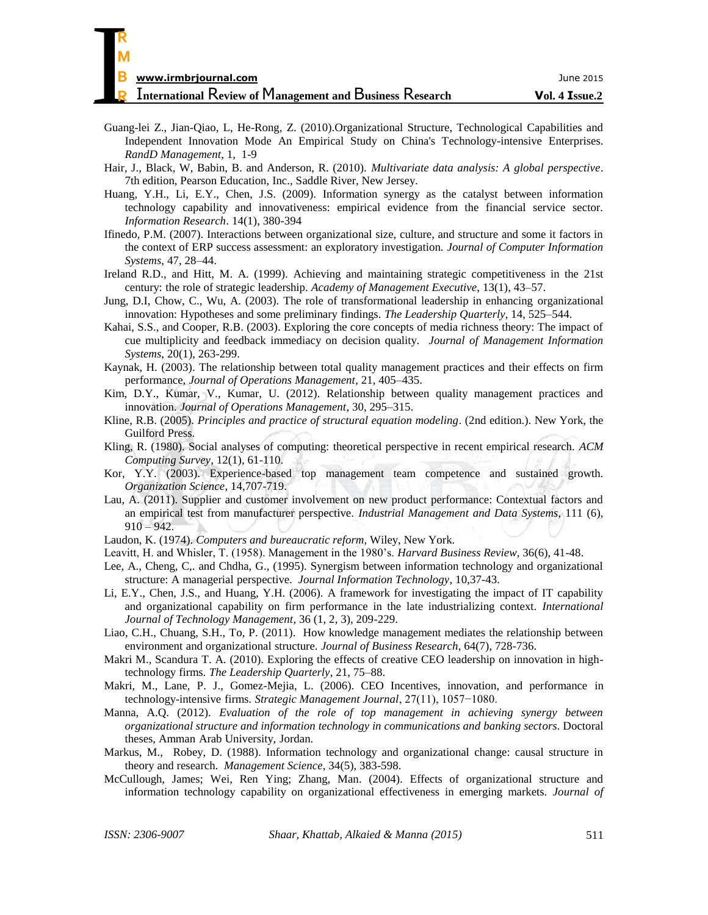Guang-lei Z., Jian-Qiao, L, He-Rong, Z. (2010).Organizational Structure, Technological Capabilities and Independent Innovation Mode An Empirical Study on China's Technology-intensive Enterprises. *RandD Management*, 1, 1-9

Hair, J., Black, W, Babin, B. and Anderson, R. (2010). *Multivariate data analysis: A global perspective*. 7th edition, Pearson Education, Inc., Saddle River, New Jersey.

Huang, Y.H., Li, E.Y., Chen, J.S. (2009). Information synergy as the catalyst between information technology capability and innovativeness: empirical evidence from the financial service sector. *Information Research*. 14(1), 380-394

Ifinedo, P.M. (2007). Interactions between organizational size, culture, and structure and some it factors in the context of ERP success assessment: an exploratory investigation. *Journal of Computer Information Systems*, 47, 28–44.

Ireland R.D., and Hitt, M. A. (1999). Achieving and maintaining strategic competitiveness in the 21st century: the role of strategic leadership. *Academy of Management Executive*, 13(1), 43–57.

Jung, D.I, Chow, C., Wu, A. (2003). The role of transformational leadership in enhancing organizational innovation: Hypotheses and some preliminary findings. *The Leadership Quarterly*, 14, 525–544.

Kahai, S.S., and Cooper, R.B. (2003). Exploring the core concepts of media richness theory: The impact of cue multiplicity and feedback immediacy on decision quality. *Journal of Management Information Systems*, 20(1), 263-299.

Kaynak, H. (2003). The relationship between total quality management practices and their effects on firm performance, *Journal of Operations Management*, 21, 405–435.

Kim, D.Y., Kumar, V., Kumar, U. (2012). Relationship between quality management practices and innovation. *Journal of Operations Management*, 30, 295–315.

Kline, R.B. (2005). *Principles and practice of structural equation modeling*. (2nd edition.). New York, the Guilford Press.

Kling, R. (1980). Social analyses of computing: theoretical perspective in recent empirical research. *ACM Computing Survey*, 12(1), 61-110.

Kor, Y.Y. (2003). Experience-based top management team competence and sustained growth. *Organization Science*, 14,707-719.

Lau, A. (2011). Supplier and customer involvement on new product performance: Contextual factors and an empirical test from manufacturer perspective. *Industrial Management and Data Systems*, 111 (6), 910 – 942.

Laudon, K. (1974). *Computers and bureaucratic reform*, Wiley, New York.

Leavitt, H. and Whisler, T. (1958). Management in the 1980's. *Harvard Business Review*, 36(6), 41-48.

Lee, A., Cheng, C,. and Chdha, G., (1995). Synergism between information technology and organizational structure: A managerial perspective. *Journal Information Technology*, 10,37-43.

Li, E.Y., Chen, J.S., and Huang, Y.H. (2006). A framework for investigating the impact of IT capability and organizational capability on firm performance in the late industrializing context. *International Journal of Technology Management*, 36 (1, 2, 3), 209-229.

Liao, C.H., Chuang, S.H., To, P. (2011). How knowledge management mediates the relationship between environment and organizational structure. *Journal of Business Research*, 64(7), 728-736.

Makri M., Scandura T. A. (2010). Exploring the effects of creative CEO leadership on innovation in high-technology firms. *The Leadership Quarterly*, 21, 75–88.

Makri, M., Lane, P. J., Gomez-Mejia, L. (2006). CEO Incentives, innovation, and performance in technology-intensive firms. *Strategic Management Journal*, 27(11), 1057−1080.

Manna, A.Q. (2012). *Evaluation of the role of top management in achieving synergy between organizational structure and information technology in communications and banking sectors*. Doctoral theses, Amman Arab University, Jordan.

Markus, M., Robey, D. (1988). Information technology and organizational change: causal structure in theory and research. *Management Science*, 34(5), 383-598.

McCullough, James; Wei, Ren Ying; Zhang, Man. (2004). Effects of organizational structure and information technology capability on organizational effectiveness in emerging markets. *Journal of*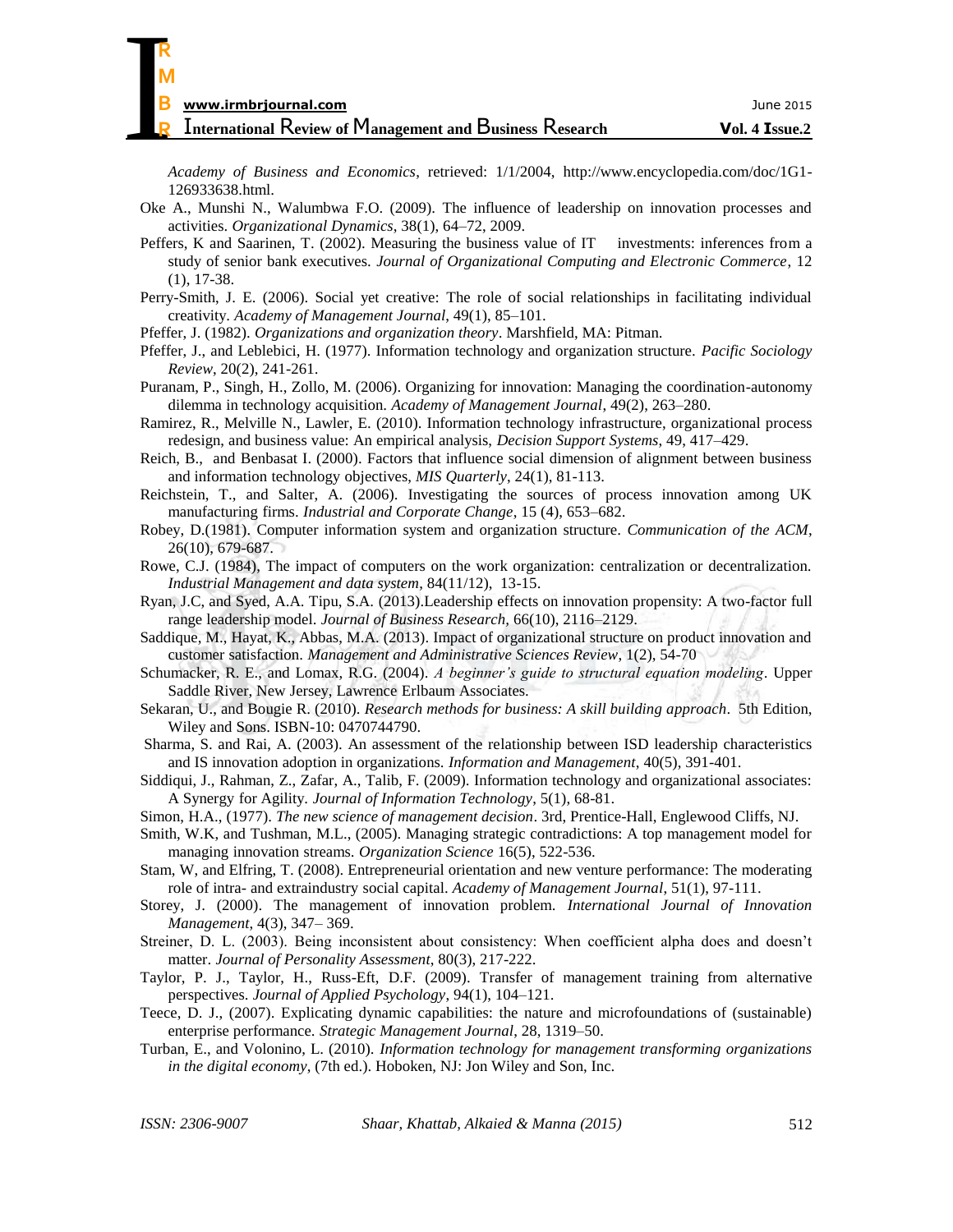*Academy of Business and Economics*, retrieved: 1/1/2004, http://www.encyclopedia.com/doc/1G1-126933638.html.

Oke A., Munshi N., Walumbwa F.O. (2009). The influence of leadership on innovation processes and activities. *Organizational Dynamics*, 38(1), 64–72, 2009.

Peffers, K and Saarinen, T. (2002). Measuring the business value of IT investments: inferences from a study of senior bank executives. *Journal of Organizational Computing and Electronic Commerce*, 12 (1), 17-38.

Perry-Smith, J. E. (2006). Social yet creative: The role of social relationships in facilitating individual creativity. *Academy of Management Journal*, 49(1), 85–101.

Pfeffer, J. (1982). *Organizations and organization theory*. Marshfield, MA: Pitman.

Pfeffer, J., and Leblebici, H. (1977). Information technology and organization structure. *Pacific Sociology Review*, 20(2), 241-261.

Puranam, P., Singh, H., Zollo, M. (2006). Organizing for innovation: Managing the coordination-autonomy dilemma in technology acquisition. *Academy of Management Journal*, 49(2), 263–280.

Ramirez, R., Melville N., Lawler, E. (2010). Information technology infrastructure, organizational process redesign, and business value: An empirical analysis, *Decision Support Systems*, 49, 417–429.

Reich, B., and Benbasat I. (2000). Factors that influence social dimension of alignment between business and information technology objectives, *MIS Quarterly*, 24(1), 81-113.

Reichstein, T., and Salter, A. (2006). Investigating the sources of process innovation among UK manufacturing firms. *Industrial and Corporate Change*, 15 (4), 653–682.

Robey, D.(1981). Computer information system and organization structure. *Communication of the ACM*, 26(10), 679-687.

Rowe, C.J. (1984), The impact of computers on the work organization: centralization or decentralization. *Industrial Management and data system*, 84(11/12), 13-15.

Ryan, J.C, and Syed, A.A. Tipu, S.A. (2013).Leadership effects on innovation propensity: A two-factor full range leadership model. *Journal of Business Research*, 66(10), 2116–2129.

Saddique, M., Hayat, K., Abbas, M.A. (2013). Impact of organizational structure on product innovation and customer satisfaction. *Management and Administrative Sciences Review*, 1(2), 54-70

Schumacker, R. E., and Lomax, R.G. (2004). *A beginner's guide to structural equation modeling*. Upper Saddle River, New Jersey, Lawrence Erlbaum Associates.

Sekaran, U., and Bougie R. (2010). *Research methods for business: A skill building approach*. 5th Edition, Wiley and Sons. ISBN-10: 0470744790.

Sharma, S. and Rai, A. (2003). An assessment of the relationship between ISD leadership characteristics and IS innovation adoption in organizations. *Information and Management*, 40(5), 391-401.

Siddiqui, J., Rahman, Z., Zafar, A., Talib, F. (2009). Information technology and organizational associates: A Synergy for Agility. *Journal of Information Technology*, 5(1), 68-81.

Simon, H.A., (1977). *The new science of management decision*. 3rd, Prentice-Hall, Englewood Cliffs, NJ.

Smith, W.K, and Tushman, M.L., (2005). Managing strategic contradictions: A top management model for managing innovation streams. *Organization Science* 16(5), 522-536.

Stam, W, and Elfring, T. (2008). Entrepreneurial orientation and new venture performance: The moderating role of intra- and extraindustry social capital. *Academy of Management Journal*, 51(1), 97-111.

Storey, J. (2000). The management of innovation problem. *International Journal of Innovation Management*, 4(3), 347– 369.

Streiner, D. L. (2003). Being inconsistent about consistency: When coefficient alpha does and doesn't matter. *Journal of Personality Assessment*, 80(3), 217-222.

Taylor, P. J., Taylor, H., Russ-Eft, D.F. (2009). Transfer of management training from alternative perspectives. *Journal of Applied Psychology*, 94(1), 104–121.

Teece, D. J., (2007). Explicating dynamic capabilities: the nature and microfoundations of (sustainable) enterprise performance. *Strategic Management Journal*, 28, 1319–50.

Turban, E., and Volonino, L. (2010). *Information technology for management transforming organizations in the digital economy*, (7th ed.). Hoboken, NJ: Jon Wiley and Son, Inc.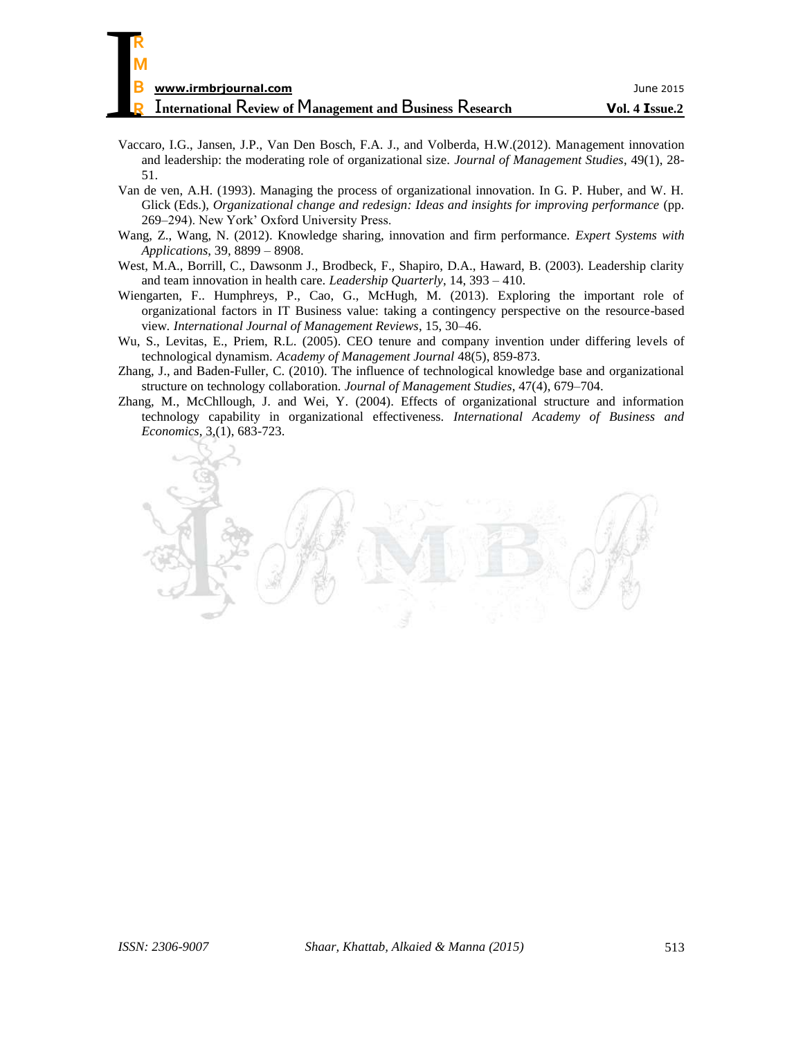Vaccaro, I.G., Jansen, J.P., Van Den Bosch, F.A. J., and Volberda, H.W.(2012). Management innovation and leadership: the moderating role of organizational size. *Journal of Management Studies*, 49(1), 28-51.

Van de ven, A.H. (1993). Managing the process of organizational innovation. In G. P. Huber, and W. H. Glick (Eds.), *Organizational change and redesign: Ideas and insights for improving performance* (pp. 269–294). New York' Oxford University Press.

Wang, Z., Wang, N. (2012). Knowledge sharing, innovation and firm performance. *Expert Systems with Applications*, 39, 8899 – 8908.

West, M.A., Borrill, C., Dawsonm J., Brodbeck, F., Shapiro, D.A., Haward, B. (2003). Leadership clarity and team innovation in health care. *Leadership Quarterly*, 14, 393 – 410.

Wiengarten, F.. Humphreys, P., Cao, G., McHugh, M. (2013). Exploring the important role of organizational factors in IT Business value: taking a contingency perspective on the resource-based view. *International Journal of Management Reviews*, 15, 30–46.

Wu, S., Levitas, E., Priem, R.L. (2005). CEO tenure and company invention under differing levels of technological dynamism. *Academy of Management Journal* 48(5), 859-873.

Zhang, J., and Baden-Fuller, C. (2010). The influence of technological knowledge base and organizational structure on technology collaboration. *Journal of Management Studies*, 47(4), 679–704.

Zhang, M., McChllough, J. and Wei, Y. (2004). Effects of organizational structure and information technology capability in organizational effectiveness. *International Academy of Business and Economics*, 3,(1), 683-723.